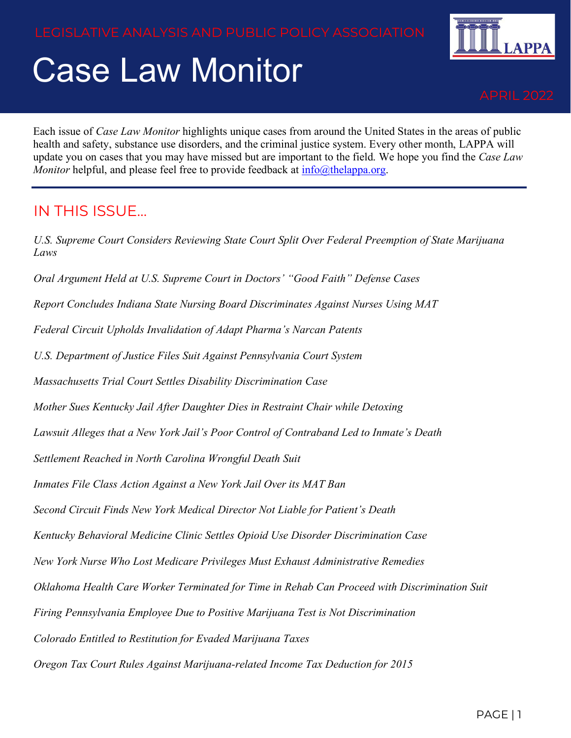LEGISLATIVE ANALYSIS AND PUBLIC POLICY ASSOCIATION

# Case Law Monitor

APRIL 2022

Each issue of *Case Law Monitor* highlights unique cases from around the United States in the areas of public health and safety, substance use disorders, and the criminal justice system. Every other month, LAPPA will update you on cases that you may have missed but are important to the field. We hope you find the *Case Law Monitor* helpful, and please feel free to provide feedback at info@thelappa.org.

## IN THIS ISSUE…

*U.S. Supreme Court Considers Reviewing State Court Split Over Federal Preemption of State Marijuana Laws*

*Oral Argument Held at U.S. Supreme Court in Doctors' "Good Faith" Defense Cases*

*Report Concludes Indiana State Nursing Board Discriminates Against Nurses Using MAT*

*Federal Circuit Upholds Invalidation of Adapt Pharma's Narcan Patents*

*U.S. Department of Justice Files Suit Against Pennsylvania Court System*

*Massachusetts Trial Court Settles Disability Discrimination Case*

*Mother Sues Kentucky Jail After Daughter Dies in Restraint Chair while Detoxing*

*Lawsuit Alleges that a New York Jail's Poor Control of Contraband Led to Inmate's Death*

*Settlement Reached in North Carolina Wrongful Death Suit*

*Inmates File Class Action Against a New York Jail Over its MAT Ban*

*Second Circuit Finds New York Medical Director Not Liable for Patient's Death*

*Kentucky Behavioral Medicine Clinic Settles Opioid Use Disorder Discrimination Case*

*New York Nurse Who Lost Medicare Privileges Must Exhaust Administrative Remedies*

*Oklahoma Health Care Worker Terminated for Time in Rehab Can Proceed with Discrimination Suit*

*Firing Pennsylvania Employee Due to Positive Marijuana Test is Not Discrimination*

*Colorado Entitled to Restitution for Evaded Marijuana Taxes*

*Oregon Tax Court Rules Against Marijuana-related Income Tax Deduction for 2015*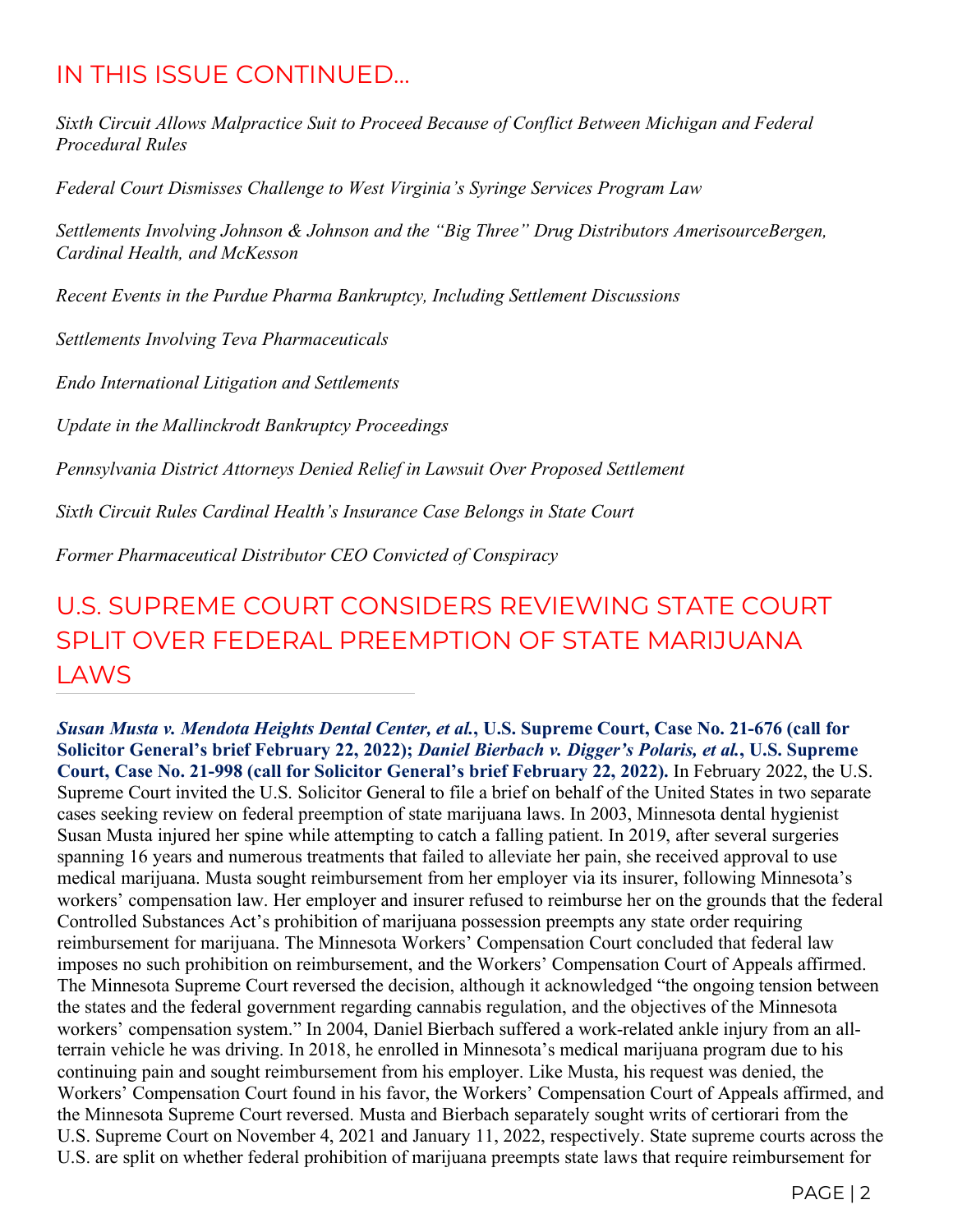## IN THIS ISSUE CONTINUED...

*Sixth Circuit Allows Malpractice Suit to Proceed Because of Conflict Between Michigan and Federal Procedural Rules*

*Federal Court Dismisses Challenge to West Virginia's Syringe Services Program Law*

*Settlements Involving Johnson & Johnson and the "Big Three" Drug Distributors AmerisourceBergen, Cardinal Health, and McKesson*

*Recent Events in the Purdue Pharma Bankruptcy, Including Settlement Discussions*

*Settlements Involving Teva Pharmaceuticals*

*Endo International Litigation and Settlements*

*Update in the Mallinckrodt Bankruptcy Proceedings*

*Pennsylvania District Attorneys Denied Relief in Lawsuit Over Proposed Settlement*

*Sixth Circuit Rules Cardinal Health's Insurance Case Belongs in State Court*

*Former Pharmaceutical Distributor CEO Convicted of Conspiracy*

## U.S. SUPREME COURT CONSIDERS REVIEWING STATE COURT SPLIT OVER FEDERAL PREEMPTION OF STATE MARIJUANA LAWS

***Susan Musta v. Mendota Heights Dental Center, et al.*, U.S. Supreme Court, Case No. 21-676 (call for Solicitor General's brief February 22, 2022); *Daniel Bierbach v. Digger's Polaris, et al.*, U.S. Supreme Court, Case No. 21-998 (call for Solicitor General's brief February 22, 2022).** In February 2022, the U.S. Supreme Court invited the U.S. Solicitor General to file a brief on behalf of the United States in two separate cases seeking review on federal preemption of state marijuana laws. In 2003, Minnesota dental hygienist Susan Musta injured her spine while attempting to catch a falling patient. In 2019, after several surgeries spanning 16 years and numerous treatments that failed to alleviate her pain, she received approval to use medical marijuana. Musta sought reimbursement from her employer via its insurer, following Minnesota's workers' compensation law. Her employer and insurer refused to reimburse her on the grounds that the federal Controlled Substances Act's prohibition of marijuana possession preempts any state order requiring reimbursement for marijuana. The Minnesota Workers' Compensation Court concluded that federal law imposes no such prohibition on reimbursement, and the Workers' Compensation Court of Appeals affirmed. The Minnesota Supreme Court reversed the decision, although it acknowledged "the ongoing tension between the states and the federal government regarding cannabis regulation, and the objectives of the Minnesota workers' compensation system." In 2004, Daniel Bierbach suffered a work-related ankle injury from an all-terrain vehicle he was driving. In 2018, he enrolled in Minnesota's medical marijuana program due to his continuing pain and sought reimbursement from his employer. Like Musta, his request was denied, the Workers' Compensation Court found in his favor, the Workers' Compensation Court of Appeals affirmed, and the Minnesota Supreme Court reversed. Musta and Bierbach separately sought writs of certiorari from the U.S. Supreme Court on November 4, 2021 and January 11, 2022, respectively. State supreme courts across the U.S. are split on whether federal prohibition of marijuana preempts state laws that require reimbursement for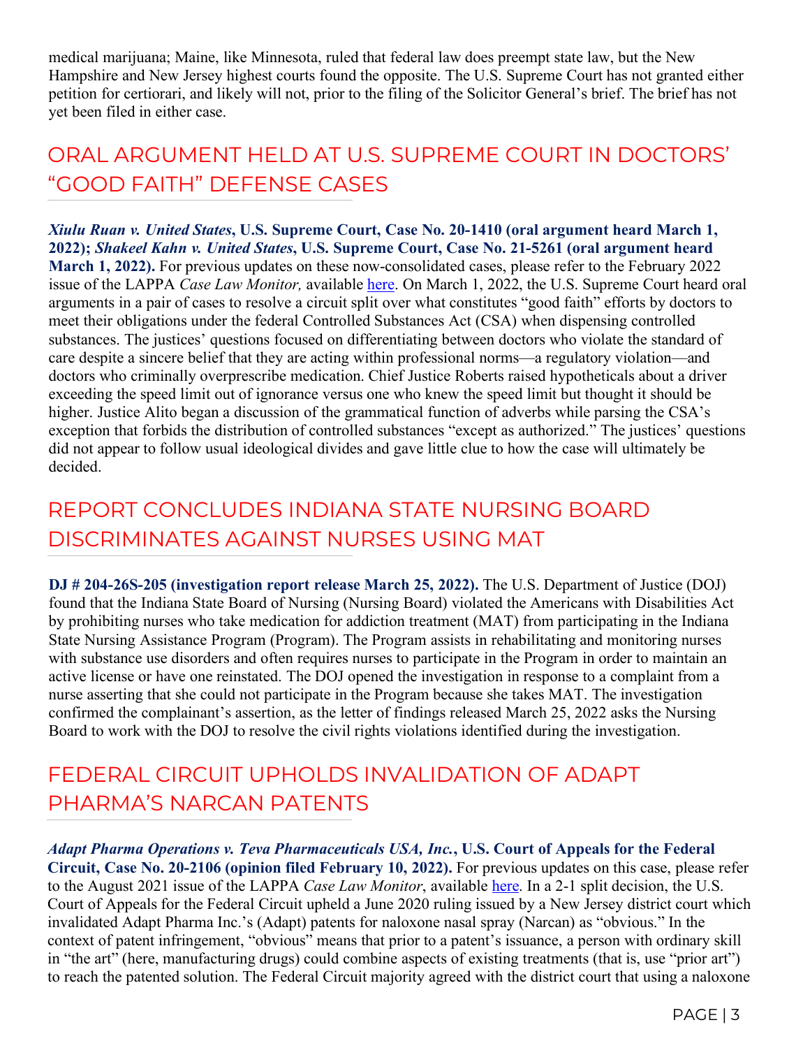medical marijuana; Maine, like Minnesota, ruled that federal law does preempt state law, but the New Hampshire and New Jersey highest courts found the opposite. The U.S. Supreme Court has not granted either petition for certiorari, and likely will not, prior to the filing of the Solicitor General's brief. The brief has not yet been filed in either case.

## ORAL ARGUMENT HELD AT U.S. SUPREME COURT IN DOCTORS' "GOOD FAITH" DEFENSE CASES

***Xiulu Ruan v. United States*, U.S. Supreme Court, Case No. 20-1410 (oral argument heard March 1, 2022); *Shakeel Kahn v. United States*, U.S. Supreme Court, Case No. 21-5261 (oral argument heard March 1, 2022).** For previous updates on these now-consolidated cases, please refer to the February 2022 issue of the LAPPA *Case Law Monitor,* available here. On March 1, 2022, the U.S. Supreme Court heard oral arguments in a pair of cases to resolve a circuit split over what constitutes "good faith" efforts by doctors to meet their obligations under the federal Controlled Substances Act (CSA) when dispensing controlled substances. The justices' questions focused on differentiating between doctors who violate the standard of care despite a sincere belief that they are acting within professional norms—a regulatory violation—and doctors who criminally overprescribe medication. Chief Justice Roberts raised hypotheticals about a driver exceeding the speed limit out of ignorance versus one who knew the speed limit but thought it should be higher. Justice Alito began a discussion of the grammatical function of adverbs while parsing the CSA's exception that forbids the distribution of controlled substances "except as authorized." The justices' questions did not appear to follow usual ideological divides and gave little clue to how the case will ultimately be decided.

## REPORT CONCLUDES INDIANA STATE NURSING BOARD DISCRIMINATES AGAINST NURSES USING MAT

**DJ # 204-26S-205 (investigation report release March 25, 2022).** The U.S. Department of Justice (DOJ) found that the Indiana State Board of Nursing (Nursing Board) violated the Americans with Disabilities Act by prohibiting nurses who take medication for addiction treatment (MAT) from participating in the Indiana State Nursing Assistance Program (Program). The Program assists in rehabilitating and monitoring nurses with substance use disorders and often requires nurses to participate in the Program in order to maintain an active license or have one reinstated. The DOJ opened the investigation in response to a complaint from a nurse asserting that she could not participate in the Program because she takes MAT. The investigation confirmed the complainant's assertion, as the letter of findings released March 25, 2022 asks the Nursing Board to work with the DOJ to resolve the civil rights violations identified during the investigation.

## FEDERAL CIRCUIT UPHOLDS INVALIDATION OF ADAPT PHARMA'S NARCAN PATENTS

***Adapt Pharma Operations v. Teva Pharmaceuticals USA, Inc.*, U.S. Court of Appeals for the Federal Circuit, Case No. 20-2106 (opinion filed February 10, 2022).** For previous updates on this case, please refer to the August 2021 issue of the LAPPA *Case Law Monitor*, available here. In a 2-1 split decision, the U.S. Court of Appeals for the Federal Circuit upheld a June 2020 ruling issued by a New Jersey district court which invalidated Adapt Pharma Inc.'s (Adapt) patents for naloxone nasal spray (Narcan) as "obvious." In the context of patent infringement, "obvious" means that prior to a patent's issuance, a person with ordinary skill in "the art" (here, manufacturing drugs) could combine aspects of existing treatments (that is, use "prior art") to reach the patented solution. The Federal Circuit majority agreed with the district court that using a naloxone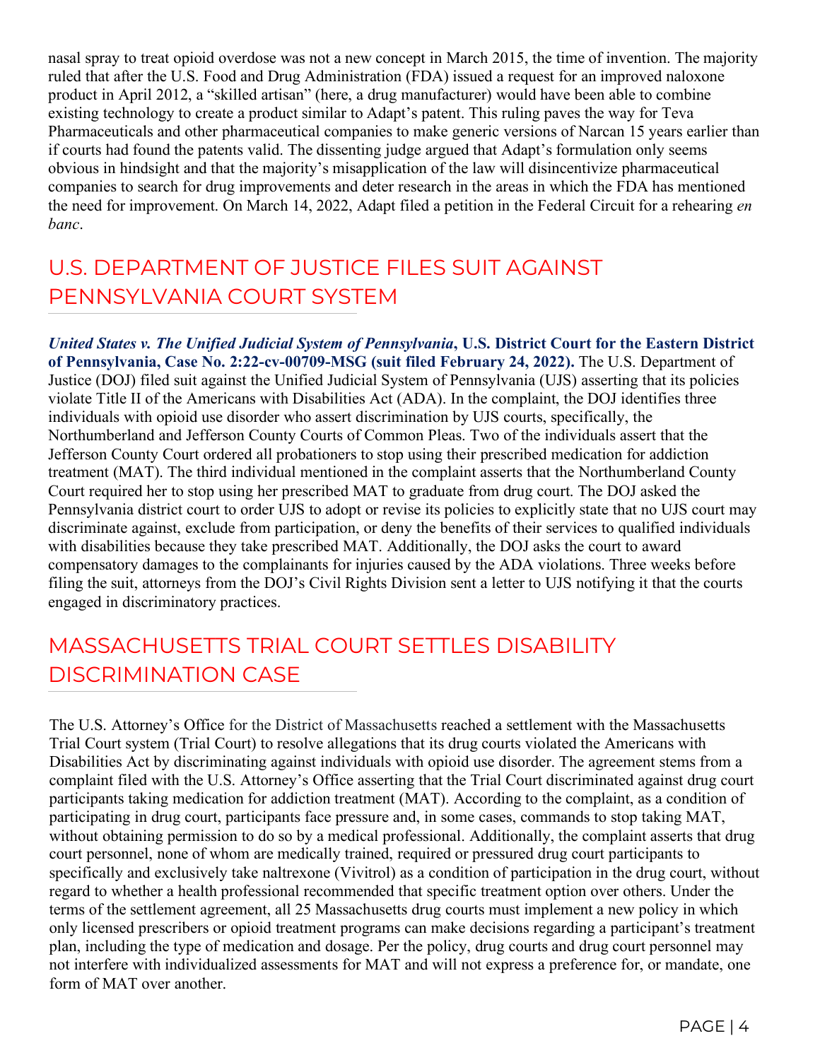nasal spray to treat opioid overdose was not a new concept in March 2015, the time of invention. The majority ruled that after the U.S. Food and Drug Administration (FDA) issued a request for an improved naloxone product in April 2012, a "skilled artisan" (here, a drug manufacturer) would have been able to combine existing technology to create a product similar to Adapt's patent. This ruling paves the way for Teva Pharmaceuticals and other pharmaceutical companies to make generic versions of Narcan 15 years earlier than if courts had found the patents valid. The dissenting judge argued that Adapt's formulation only seems obvious in hindsight and that the majority's misapplication of the law will disincentivize pharmaceutical companies to search for drug improvements and deter research in the areas in which the FDA has mentioned the need for improvement. On March 14, 2022, Adapt filed a petition in the Federal Circuit for a rehearing *en banc*.

## U.S. DEPARTMENT OF JUSTICE FILES SUIT AGAINST PENNSYLVANIA COURT SYSTEM

***United States v. The Unified Judicial System of Pennsylvania*, U.S. District Court for the Eastern District of Pennsylvania, Case No. 2:22-cv-00709-MSG (suit filed February 24, 2022).** The U.S. Department of Justice (DOJ) filed suit against the Unified Judicial System of Pennsylvania (UJS) asserting that its policies violate Title II of the Americans with Disabilities Act (ADA). In the complaint, the DOJ identifies three individuals with opioid use disorder who assert discrimination by UJS courts, specifically, the Northumberland and Jefferson County Courts of Common Pleas. Two of the individuals assert that the Jefferson County Court ordered all probationers to stop using their prescribed medication for addiction treatment (MAT). The third individual mentioned in the complaint asserts that the Northumberland County Court required her to stop using her prescribed MAT to graduate from drug court. The DOJ asked the Pennsylvania district court to order UJS to adopt or revise its policies to explicitly state that no UJS court may discriminate against, exclude from participation, or deny the benefits of their services to qualified individuals with disabilities because they take prescribed MAT. Additionally, the DOJ asks the court to award compensatory damages to the complainants for injuries caused by the ADA violations. Three weeks before filing the suit, attorneys from the DOJ's Civil Rights Division sent a letter to UJS notifying it that the courts engaged in discriminatory practices.

## MASSACHUSETTS TRIAL COURT SETTLES DISABILITY DISCRIMINATION CASE

The U.S. Attorney's Office for the District of Massachusetts reached a settlement with the Massachusetts Trial Court system (Trial Court) to resolve allegations that its drug courts violated the Americans with Disabilities Act by discriminating against individuals with opioid use disorder. The agreement stems from a complaint filed with the U.S. Attorney's Office asserting that the Trial Court discriminated against drug court participants taking medication for addiction treatment (MAT). According to the complaint, as a condition of participating in drug court, participants face pressure and, in some cases, commands to stop taking MAT, without obtaining permission to do so by a medical professional. Additionally, the complaint asserts that drug court personnel, none of whom are medically trained, required or pressured drug court participants to specifically and exclusively take naltrexone (Vivitrol) as a condition of participation in the drug court, without regard to whether a health professional recommended that specific treatment option over others. Under the terms of the settlement agreement, all 25 Massachusetts drug courts must implement a new policy in which only licensed prescribers or opioid treatment programs can make decisions regarding a participant's treatment plan, including the type of medication and dosage. Per the policy, drug courts and drug court personnel may not interfere with individualized assessments for MAT and will not express a preference for, or mandate, one form of MAT over another.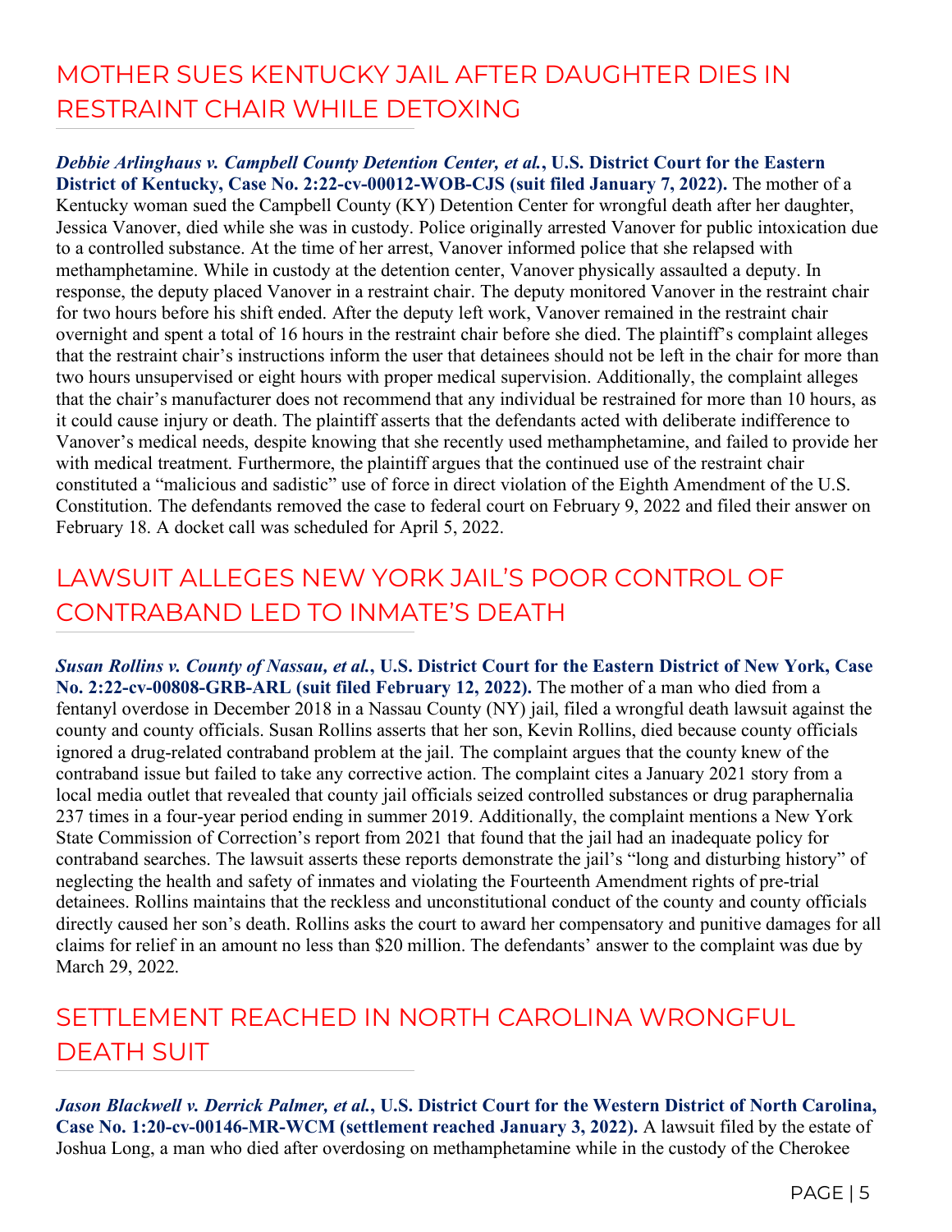## MOTHER SUES KENTUCKY JAIL AFTER DAUGHTER DIES IN RESTRAINT CHAIR WHILE DETOXING

***Debbie Arlinghaus v. Campbell County Detention Center, et al.*, U.S. District Court for the Eastern District of Kentucky, Case No. 2:22-cv-00012-WOB-CJS (suit filed January 7, 2022).** The mother of a Kentucky woman sued the Campbell County (KY) Detention Center for wrongful death after her daughter, Jessica Vanover, died while she was in custody. Police originally arrested Vanover for public intoxication due to a controlled substance. At the time of her arrest, Vanover informed police that she relapsed with methamphetamine. While in custody at the detention center, Vanover physically assaulted a deputy. In response, the deputy placed Vanover in a restraint chair. The deputy monitored Vanover in the restraint chair for two hours before his shift ended. After the deputy left work, Vanover remained in the restraint chair overnight and spent a total of 16 hours in the restraint chair before she died. The plaintiff's complaint alleges that the restraint chair's instructions inform the user that detainees should not be left in the chair for more than two hours unsupervised or eight hours with proper medical supervision. Additionally, the complaint alleges that the chair's manufacturer does not recommend that any individual be restrained for more than 10 hours, as it could cause injury or death. The plaintiff asserts that the defendants acted with deliberate indifference to Vanover's medical needs, despite knowing that she recently used methamphetamine, and failed to provide her with medical treatment. Furthermore, the plaintiff argues that the continued use of the restraint chair constituted a "malicious and sadistic" use of force in direct violation of the Eighth Amendment of the U.S. Constitution. The defendants removed the case to federal court on February 9, 2022 and filed their answer on February 18. A docket call was scheduled for April 5, 2022.

## LAWSUIT ALLEGES NEW YORK JAIL'S POOR CONTROL OF CONTRABAND LED TO INMATE'S DEATH

***Susan Rollins v. County of Nassau, et al.*, U.S. District Court for the Eastern District of New York, Case No. 2:22-cv-00808-GRB-ARL (suit filed February 12, 2022).** The mother of a man who died from a fentanyl overdose in December 2018 in a Nassau County (NY) jail, filed a wrongful death lawsuit against the county and county officials. Susan Rollins asserts that her son, Kevin Rollins, died because county officials ignored a drug-related contraband problem at the jail. The complaint argues that the county knew of the contraband issue but failed to take any corrective action. The complaint cites a January 2021 story from a local media outlet that revealed that county jail officials seized controlled substances or drug paraphernalia 237 times in a four-year period ending in summer 2019. Additionally, the complaint mentions a New York State Commission of Correction's report from 2021 that found that the jail had an inadequate policy for contraband searches. The lawsuit asserts these reports demonstrate the jail's "long and disturbing history" of neglecting the health and safety of inmates and violating the Fourteenth Amendment rights of pre-trial detainees. Rollins maintains that the reckless and unconstitutional conduct of the county and county officials directly caused her son's death. Rollins asks the court to award her compensatory and punitive damages for all claims for relief in an amount no less than $20 million. The defendants' answer to the complaint was due by March 29, 2022.

## SETTLEMENT REACHED IN NORTH CAROLINA WRONGFUL DEATH SUIT

***Jason Blackwell v. Derrick Palmer, et al.*, U.S. District Court for the Western District of North Carolina, Case No. 1:20-cv-00146-MR-WCM (settlement reached January 3, 2022).** A lawsuit filed by the estate of Joshua Long, a man who died after overdosing on methamphetamine while in the custody of the Cherokee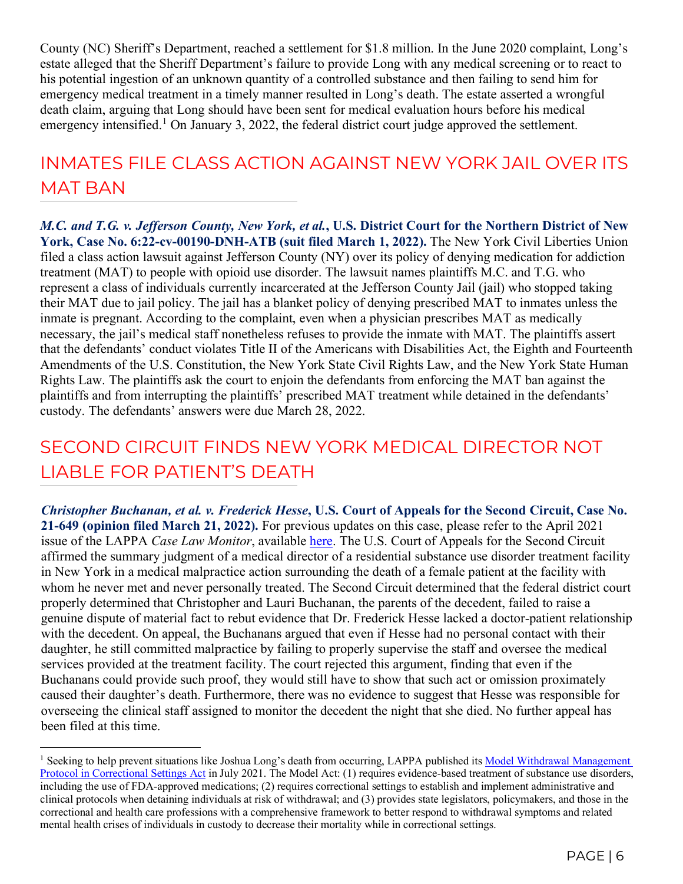County (NC) Sheriff's Department, reached a settlement for $1.8 million. In the June 2020 complaint, Long's estate alleged that the Sheriff Department's failure to provide Long with any medical screening or to react to his potential ingestion of an unknown quantity of a controlled substance and then failing to send him for emergency medical treatment in a timely manner resulted in Long's death. The estate asserted a wrongful death claim, arguing that Long should have been sent for medical evaluation hours before his medical emergency intensified.[1] On January 3, 2022, the federal district court judge approved the settlement.

## INMATES FILE CLASS ACTION AGAINST NEW YORK JAIL OVER ITS MAT BAN

***M.C. and T.G. v. Jefferson County, New York, et al.*, U.S. District Court for the Northern District of New York, Case No. 6:22-cv-00190-DNH-ATB (suit filed March 1, 2022).** The New York Civil Liberties Union filed a class action lawsuit against Jefferson County (NY) over its policy of denying medication for addiction treatment (MAT) to people with opioid use disorder. The lawsuit names plaintiffs M.C. and T.G. who represent a class of individuals currently incarcerated at the Jefferson County Jail (jail) who stopped taking their MAT due to jail policy. The jail has a blanket policy of denying prescribed MAT to inmates unless the inmate is pregnant. According to the complaint, even when a physician prescribes MAT as medically necessary, the jail's medical staff nonetheless refuses to provide the inmate with MAT. The plaintiffs assert that the defendants' conduct violates Title II of the Americans with Disabilities Act, the Eighth and Fourteenth Amendments of the U.S. Constitution, the New York State Civil Rights Law, and the New York State Human Rights Law. The plaintiffs ask the court to enjoin the defendants from enforcing the MAT ban against the plaintiffs and from interrupting the plaintiffs' prescribed MAT treatment while detained in the defendants' custody. The defendants' answers were due March 28, 2022.

## SECOND CIRCUIT FINDS NEW YORK MEDICAL DIRECTOR NOT LIABLE FOR PATIENT'S DEATH

***Christopher Buchanan, et al. v. Frederick Hesse*, U.S. Court of Appeals for the Second Circuit, Case No. 21-649 (opinion filed March 21, 2022).** For previous updates on this case, please refer to the April 2021 issue of the LAPPA *Case Law Monitor*, available [here](). The U.S. Court of Appeals for the Second Circuit affirmed the summary judgment of a medical director of a residential substance use disorder treatment facility in New York in a medical malpractice action surrounding the death of a female patient at the facility with whom he never met and never personally treated. The Second Circuit determined that the federal district court properly determined that Christopher and Lauri Buchanan, the parents of the decedent, failed to raise a genuine dispute of material fact to rebut evidence that Dr. Frederick Hesse lacked a doctor-patient relationship with the decedent. On appeal, the Buchanans argued that even if Hesse had no personal contact with their daughter, he still committed malpractice by failing to properly supervise the staff and oversee the medical services provided at the treatment facility. The court rejected this argument, finding that even if the Buchanans could provide such proof, they would still have to show that such act or omission proximately caused their daughter's death. Furthermore, there was no evidence to suggest that Hesse was responsible for overseeing the clinical staff assigned to monitor the decedent the night that she died. No further appeal has been filed at this time.

---

[1] Seeking to help prevent situations like Joshua Long's death from occurring, LAPPA published its [Model Withdrawal Management Protocol in Correctional Settings Act]() in July 2021. The Model Act: (1) requires evidence-based treatment of substance use disorders, including the use of FDA-approved medications; (2) requires correctional settings to establish and implement administrative and clinical protocols when detaining individuals at risk of withdrawal; and (3) provides state legislators, policymakers, and those in the correctional and health care professions with a comprehensive framework to better respond to withdrawal symptoms and related mental health crises of individuals in custody to decrease their mortality while in correctional settings.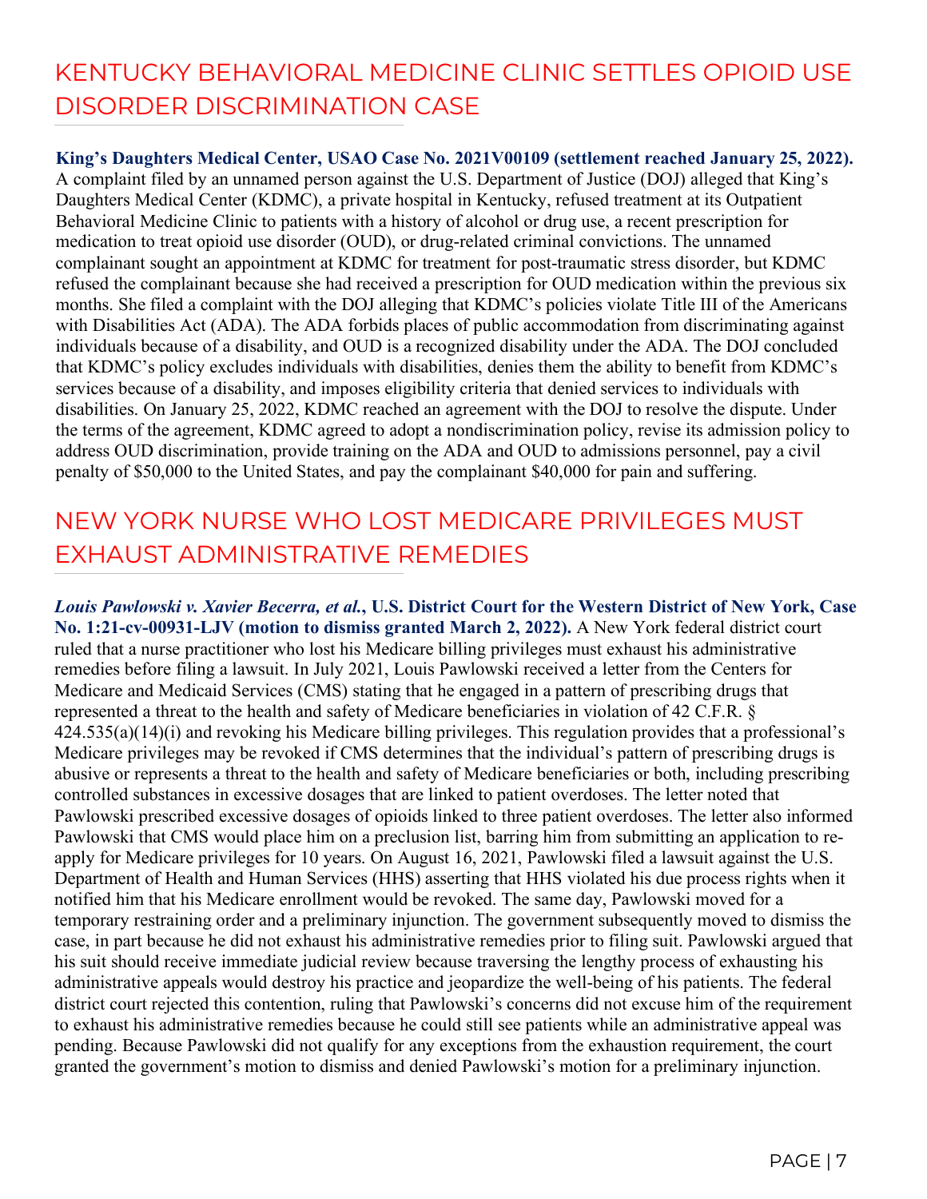## KENTUCKY BEHAVIORAL MEDICINE CLINIC SETTLES OPIOID USE DISORDER DISCRIMINATION CASE

**King's Daughters Medical Center, USAO Case No. 2021V00109 (settlement reached January 25, 2022).** A complaint filed by an unnamed person against the U.S. Department of Justice (DOJ) alleged that King's Daughters Medical Center (KDMC), a private hospital in Kentucky, refused treatment at its Outpatient Behavioral Medicine Clinic to patients with a history of alcohol or drug use, a recent prescription for medication to treat opioid use disorder (OUD), or drug-related criminal convictions. The unnamed complainant sought an appointment at KDMC for treatment for post-traumatic stress disorder, but KDMC refused the complainant because she had received a prescription for OUD medication within the previous six months. She filed a complaint with the DOJ alleging that KDMC's policies violate Title III of the Americans with Disabilities Act (ADA). The ADA forbids places of public accommodation from discriminating against individuals because of a disability, and OUD is a recognized disability under the ADA. The DOJ concluded that KDMC's policy excludes individuals with disabilities, denies them the ability to benefit from KDMC's services because of a disability, and imposes eligibility criteria that denied services to individuals with disabilities. On January 25, 2022, KDMC reached an agreement with the DOJ to resolve the dispute. Under the terms of the agreement, KDMC agreed to adopt a nondiscrimination policy, revise its admission policy to address OUD discrimination, provide training on the ADA and OUD to admissions personnel, pay a civil penalty of $50,000 to the United States, and pay the complainant $40,000 for pain and suffering.

## NEW YORK NURSE WHO LOST MEDICARE PRIVILEGES MUST EXHAUST ADMINISTRATIVE REMEDIES

***Louis Pawlowski v. Xavier Becerra, et al.*, U.S. District Court for the Western District of New York, Case No. 1:21-cv-00931-LJV (motion to dismiss granted March 2, 2022).** A New York federal district court ruled that a nurse practitioner who lost his Medicare billing privileges must exhaust his administrative remedies before filing a lawsuit. In July 2021, Louis Pawlowski received a letter from the Centers for Medicare and Medicaid Services (CMS) stating that he engaged in a pattern of prescribing drugs that represented a threat to the health and safety of Medicare beneficiaries in violation of 42 C.F.R. § 424.535(a)(14)(i) and revoking his Medicare billing privileges. This regulation provides that a professional's Medicare privileges may be revoked if CMS determines that the individual's pattern of prescribing drugs is abusive or represents a threat to the health and safety of Medicare beneficiaries or both, including prescribing controlled substances in excessive dosages that are linked to patient overdoses. The letter noted that Pawlowski prescribed excessive dosages of opioids linked to three patient overdoses. The letter also informed Pawlowski that CMS would place him on a preclusion list, barring him from submitting an application to re-apply for Medicare privileges for 10 years. On August 16, 2021, Pawlowski filed a lawsuit against the U.S. Department of Health and Human Services (HHS) asserting that HHS violated his due process rights when it notified him that his Medicare enrollment would be revoked. The same day, Pawlowski moved for a temporary restraining order and a preliminary injunction. The government subsequently moved to dismiss the case, in part because he did not exhaust his administrative remedies prior to filing suit. Pawlowski argued that his suit should receive immediate judicial review because traversing the lengthy process of exhausting his administrative appeals would destroy his practice and jeopardize the well-being of his patients. The federal district court rejected this contention, ruling that Pawlowski's concerns did not excuse him of the requirement to exhaust his administrative remedies because he could still see patients while an administrative appeal was pending. Because Pawlowski did not qualify for any exceptions from the exhaustion requirement, the court granted the government's motion to dismiss and denied Pawlowski's motion for a preliminary injunction.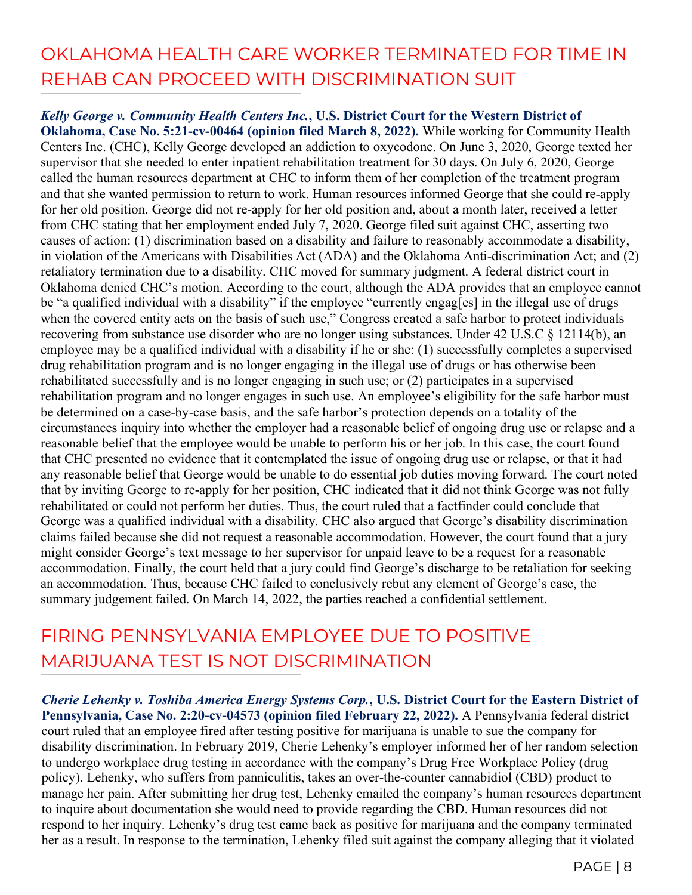## OKLAHOMA HEALTH CARE WORKER TERMINATED FOR TIME IN REHAB CAN PROCEED WITH DISCRIMINATION SUIT

***Kelly George v. Community Health Centers Inc.*, U.S. District Court for the Western District of Oklahoma, Case No. 5:21-cv-00464 (opinion filed March 8, 2022).** While working for Community Health Centers Inc. (CHC), Kelly George developed an addiction to oxycodone. On June 3, 2020, George texted her supervisor that she needed to enter inpatient rehabilitation treatment for 30 days. On July 6, 2020, George called the human resources department at CHC to inform them of her completion of the treatment program and that she wanted permission to return to work. Human resources informed George that she could re-apply for her old position. George did not re-apply for her old position and, about a month later, received a letter from CHC stating that her employment ended July 7, 2020. George filed suit against CHC, asserting two causes of action: (1) discrimination based on a disability and failure to reasonably accommodate a disability, in violation of the Americans with Disabilities Act (ADA) and the Oklahoma Anti-discrimination Act; and (2) retaliatory termination due to a disability. CHC moved for summary judgment. A federal district court in Oklahoma denied CHC's motion. According to the court, although the ADA provides that an employee cannot be "a qualified individual with a disability" if the employee "currently engag[es] in the illegal use of drugs when the covered entity acts on the basis of such use," Congress created a safe harbor to protect individuals recovering from substance use disorder who are no longer using substances. Under 42 U.S.C § 12114(b), an employee may be a qualified individual with a disability if he or she: (1) successfully completes a supervised drug rehabilitation program and is no longer engaging in the illegal use of drugs or has otherwise been rehabilitated successfully and is no longer engaging in such use; or (2) participates in a supervised rehabilitation program and no longer engages in such use. An employee's eligibility for the safe harbor must be determined on a case-by-case basis, and the safe harbor's protection depends on a totality of the circumstances inquiry into whether the employer had a reasonable belief of ongoing drug use or relapse and a reasonable belief that the employee would be unable to perform his or her job. In this case, the court found that CHC presented no evidence that it contemplated the issue of ongoing drug use or relapse, or that it had any reasonable belief that George would be unable to do essential job duties moving forward. The court noted that by inviting George to re-apply for her position, CHC indicated that it did not think George was not fully rehabilitated or could not perform her duties. Thus, the court ruled that a factfinder could conclude that George was a qualified individual with a disability. CHC also argued that George's disability discrimination claims failed because she did not request a reasonable accommodation. However, the court found that a jury might consider George's text message to her supervisor for unpaid leave to be a request for a reasonable accommodation. Finally, the court held that a jury could find George's discharge to be retaliation for seeking an accommodation. Thus, because CHC failed to conclusively rebut any element of George's case, the summary judgement failed. On March 14, 2022, the parties reached a confidential settlement.

## FIRING PENNSYLVANIA EMPLOYEE DUE TO POSITIVE MARIJUANA TEST IS NOT DISCRIMINATION

***Cherie Lehenky v. Toshiba America Energy Systems Corp.*, U.S. District Court for the Eastern District of Pennsylvania, Case No. 2:20-cv-04573 (opinion filed February 22, 2022).** A Pennsylvania federal district court ruled that an employee fired after testing positive for marijuana is unable to sue the company for disability discrimination. In February 2019, Cherie Lehenky's employer informed her of her random selection to undergo workplace drug testing in accordance with the company's Drug Free Workplace Policy (drug policy). Lehenky, who suffers from panniculitis, takes an over-the-counter cannabidiol (CBD) product to manage her pain. After submitting her drug test, Lehenky emailed the company's human resources department to inquire about documentation she would need to provide regarding the CBD. Human resources did not respond to her inquiry. Lehenky's drug test came back as positive for marijuana and the company terminated her as a result. In response to the termination, Lehenky filed suit against the company alleging that it violated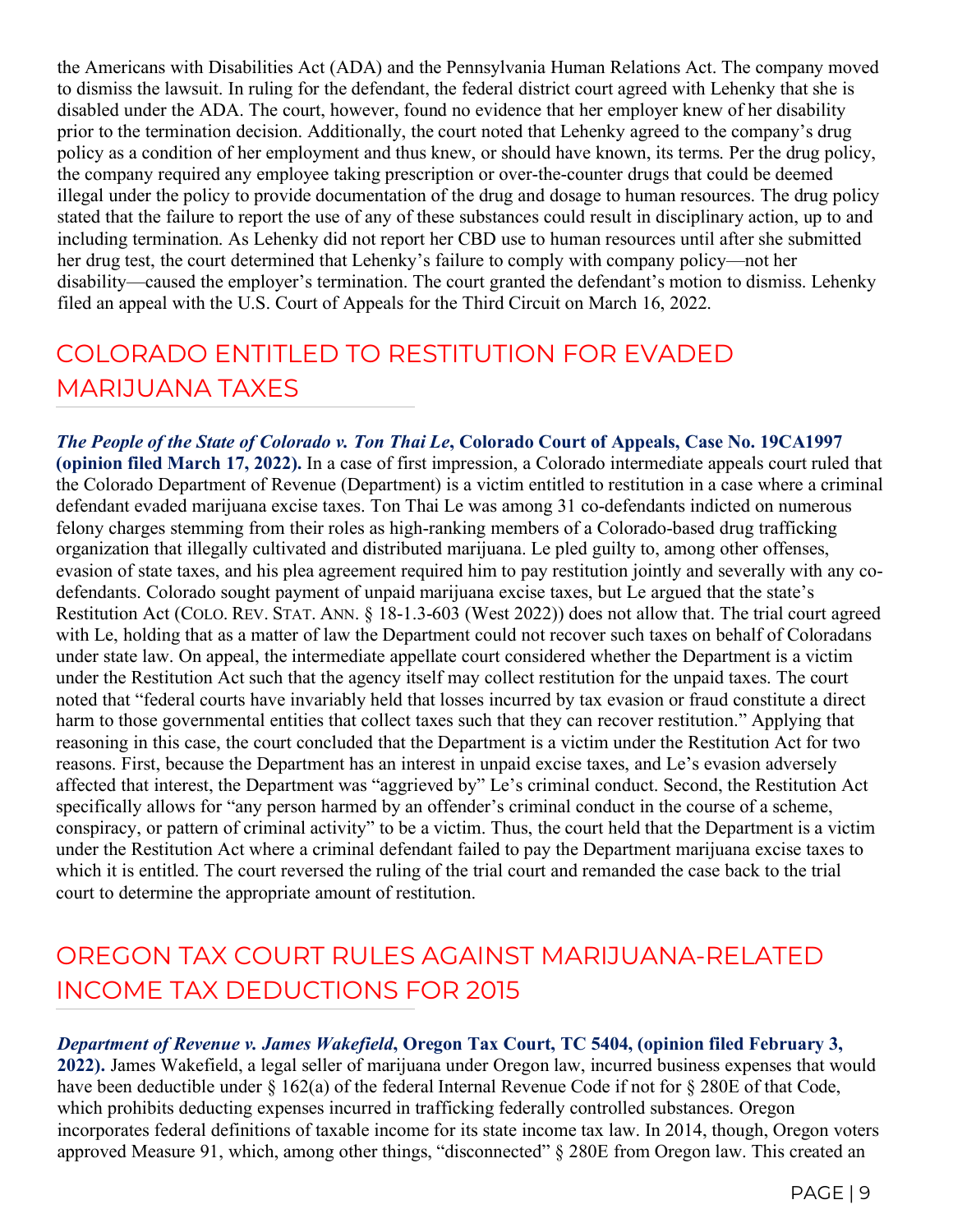the Americans with Disabilities Act (ADA) and the Pennsylvania Human Relations Act. The company moved to dismiss the lawsuit. In ruling for the defendant, the federal district court agreed with Lehenky that she is disabled under the ADA. The court, however, found no evidence that her employer knew of her disability prior to the termination decision. Additionally, the court noted that Lehenky agreed to the company's drug policy as a condition of her employment and thus knew, or should have known, its terms. Per the drug policy, the company required any employee taking prescription or over-the-counter drugs that could be deemed illegal under the policy to provide documentation of the drug and dosage to human resources. The drug policy stated that the failure to report the use of any of these substances could result in disciplinary action, up to and including termination. As Lehenky did not report her CBD use to human resources until after she submitted her drug test, the court determined that Lehenky's failure to comply with company policy—not her disability—caused the employer's termination. The court granted the defendant's motion to dismiss. Lehenky filed an appeal with the U.S. Court of Appeals for the Third Circuit on March 16, 2022.

## COLORADO ENTITLED TO RESTITUTION FOR EVADED MARIJUANA TAXES

***The People of the State of Colorado v. Ton Thai Le*, Colorado Court of Appeals, Case No. 19CA1997 (opinion filed March 17, 2022).** In a case of first impression, a Colorado intermediate appeals court ruled that the Colorado Department of Revenue (Department) is a victim entitled to restitution in a case where a criminal defendant evaded marijuana excise taxes. Ton Thai Le was among 31 co-defendants indicted on numerous felony charges stemming from their roles as high-ranking members of a Colorado-based drug trafficking organization that illegally cultivated and distributed marijuana. Le pled guilty to, among other offenses, evasion of state taxes, and his plea agreement required him to pay restitution jointly and severally with any co-defendants. Colorado sought payment of unpaid marijuana excise taxes, but Le argued that the state's Restitution Act (COLO. REV. STAT. ANN. § 18-1.3-603 (West 2022)) does not allow that. The trial court agreed with Le, holding that as a matter of law the Department could not recover such taxes on behalf of Coloradans under state law. On appeal, the intermediate appellate court considered whether the Department is a victim under the Restitution Act such that the agency itself may collect restitution for the unpaid taxes. The court noted that "federal courts have invariably held that losses incurred by tax evasion or fraud constitute a direct harm to those governmental entities that collect taxes such that they can recover restitution." Applying that reasoning in this case, the court concluded that the Department is a victim under the Restitution Act for two reasons. First, because the Department has an interest in unpaid excise taxes, and Le's evasion adversely affected that interest, the Department was "aggrieved by" Le's criminal conduct. Second, the Restitution Act specifically allows for "any person harmed by an offender's criminal conduct in the course of a scheme, conspiracy, or pattern of criminal activity" to be a victim. Thus, the court held that the Department is a victim under the Restitution Act where a criminal defendant failed to pay the Department marijuana excise taxes to which it is entitled. The court reversed the ruling of the trial court and remanded the case back to the trial court to determine the appropriate amount of restitution.

## OREGON TAX COURT RULES AGAINST MARIJUANA-RELATED INCOME TAX DEDUCTIONS FOR 2015

***Department of Revenue v. James Wakefield*, Oregon Tax Court, TC 5404, (opinion filed February 3, 2022).** James Wakefield, a legal seller of marijuana under Oregon law, incurred business expenses that would have been deductible under § 162(a) of the federal Internal Revenue Code if not for § 280E of that Code, which prohibits deducting expenses incurred in trafficking federally controlled substances. Oregon incorporates federal definitions of taxable income for its state income tax law. In 2014, though, Oregon voters approved Measure 91, which, among other things, "disconnected" § 280E from Oregon law. This created an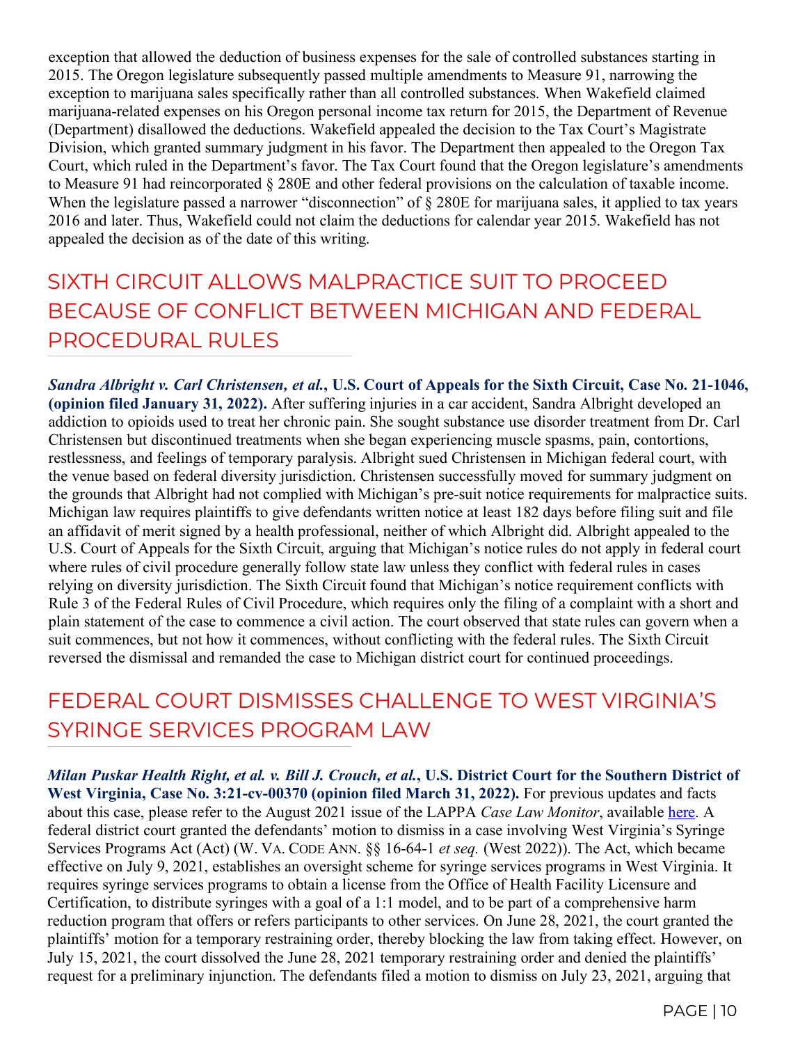exception that allowed the deduction of business expenses for the sale of controlled substances starting in 2015. The Oregon legislature subsequently passed multiple amendments to Measure 91, narrowing the exception to marijuana sales specifically rather than all controlled substances. When Wakefield claimed marijuana-related expenses on his Oregon personal income tax return for 2015, the Department of Revenue (Department) disallowed the deductions. Wakefield appealed the decision to the Tax Court's Magistrate Division, which granted summary judgment in his favor. The Department then appealed to the Oregon Tax Court, which ruled in the Department's favor. The Tax Court found that the Oregon legislature's amendments to Measure 91 had reincorporated § 280E and other federal provisions on the calculation of taxable income. When the legislature passed a narrower "disconnection" of § 280E for marijuana sales, it applied to tax years 2016 and later. Thus, Wakefield could not claim the deductions for calendar year 2015. Wakefield has not appealed the decision as of the date of this writing.

## SIXTH CIRCUIT ALLOWS MALPRACTICE SUIT TO PROCEED BECAUSE OF CONFLICT BETWEEN MICHIGAN AND FEDERAL PROCEDURAL RULES

***Sandra Albright v. Carl Christensen, et al.*, U.S. Court of Appeals for the Sixth Circuit, Case No. 21-1046, (opinion filed January 31, 2022).** After suffering injuries in a car accident, Sandra Albright developed an addiction to opioids used to treat her chronic pain. She sought substance use disorder treatment from Dr. Carl Christensen but discontinued treatments when she began experiencing muscle spasms, pain, contortions, restlessness, and feelings of temporary paralysis. Albright sued Christensen in Michigan federal court, with the venue based on federal diversity jurisdiction. Christensen successfully moved for summary judgment on the grounds that Albright had not complied with Michigan's pre-suit notice requirements for malpractice suits. Michigan law requires plaintiffs to give defendants written notice at least 182 days before filing suit and file an affidavit of merit signed by a health professional, neither of which Albright did. Albright appealed to the U.S. Court of Appeals for the Sixth Circuit, arguing that Michigan's notice rules do not apply in federal court where rules of civil procedure generally follow state law unless they conflict with federal rules in cases relying on diversity jurisdiction. The Sixth Circuit found that Michigan's notice requirement conflicts with Rule 3 of the Federal Rules of Civil Procedure, which requires only the filing of a complaint with a short and plain statement of the case to commence a civil action. The court observed that state rules can govern when a suit commences, but not how it commences, without conflicting with the federal rules. The Sixth Circuit reversed the dismissal and remanded the case to Michigan district court for continued proceedings.

## FEDERAL COURT DISMISSES CHALLENGE TO WEST VIRGINIA'S SYRINGE SERVICES PROGRAM LAW

***Milan Puskar Health Right, et al. v. Bill J. Crouch, et al.*, U.S. District Court for the Southern District of West Virginia, Case No. 3:21-cv-00370 (opinion filed March 31, 2022).** For previous updates and facts about this case, please refer to the August 2021 issue of the LAPPA *Case Law Monitor*, available here. A federal district court granted the defendants' motion to dismiss in a case involving West Virginia's Syringe Services Programs Act (Act) (W. VA. CODE ANN. §§ 16-64-1 *et seq.* (West 2022)). The Act, which became effective on July 9, 2021, establishes an oversight scheme for syringe services programs in West Virginia. It requires syringe services programs to obtain a license from the Office of Health Facility Licensure and Certification, to distribute syringes with a goal of a 1:1 model, and to be part of a comprehensive harm reduction program that offers or refers participants to other services. On June 28, 2021, the court granted the plaintiffs' motion for a temporary restraining order, thereby blocking the law from taking effect. However, on July 15, 2021, the court dissolved the June 28, 2021 temporary restraining order and denied the plaintiffs' request for a preliminary injunction. The defendants filed a motion to dismiss on July 23, 2021, arguing that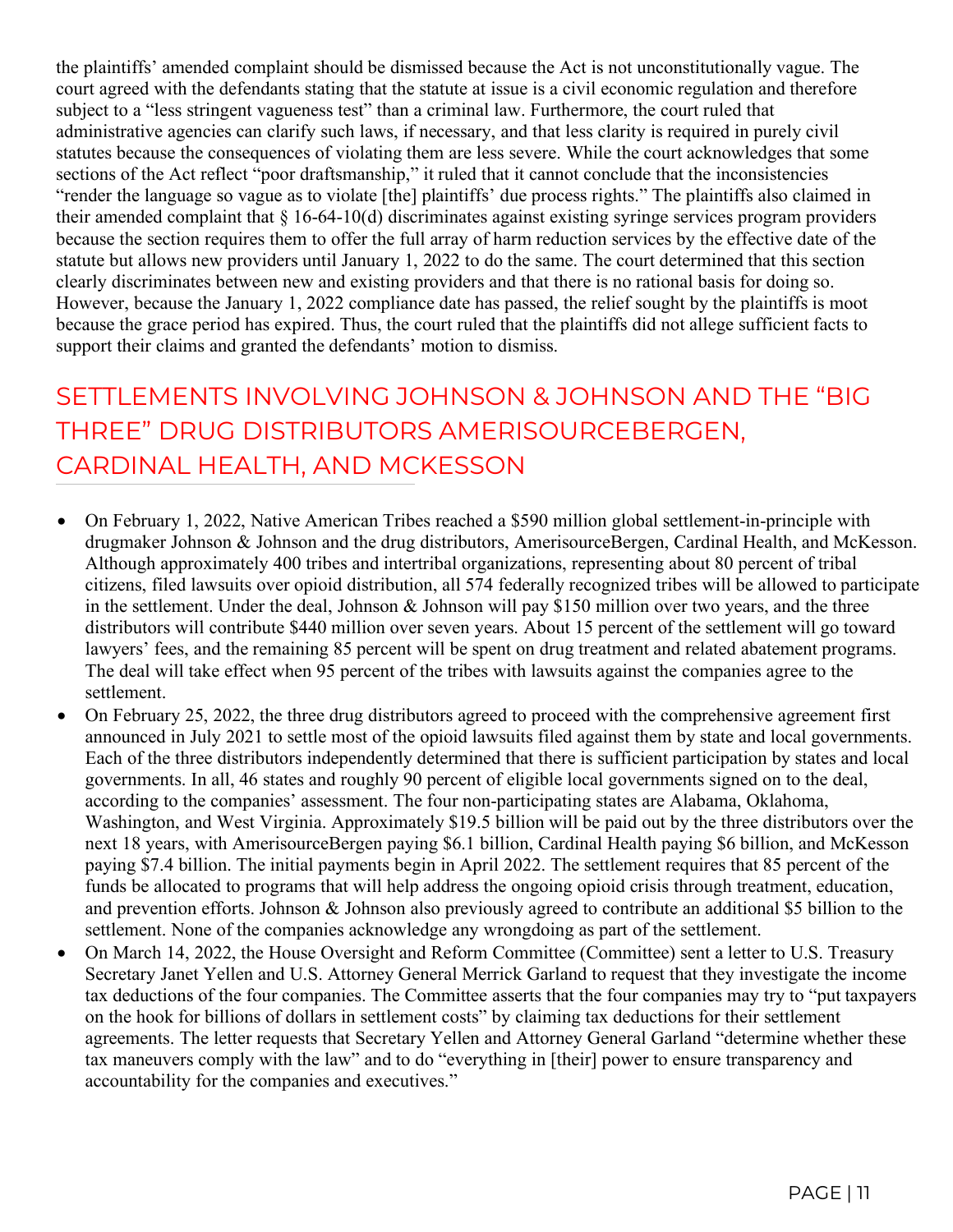the plaintiffs' amended complaint should be dismissed because the Act is not unconstitutionally vague. The court agreed with the defendants stating that the statute at issue is a civil economic regulation and therefore subject to a "less stringent vagueness test" than a criminal law. Furthermore, the court ruled that administrative agencies can clarify such laws, if necessary, and that less clarity is required in purely civil statutes because the consequences of violating them are less severe. While the court acknowledges that some sections of the Act reflect "poor draftsmanship," it ruled that it cannot conclude that the inconsistencies "render the language so vague as to violate [the] plaintiffs' due process rights." The plaintiffs also claimed in their amended complaint that § 16-64-10(d) discriminates against existing syringe services program providers because the section requires them to offer the full array of harm reduction services by the effective date of the statute but allows new providers until January 1, 2022 to do the same. The court determined that this section clearly discriminates between new and existing providers and that there is no rational basis for doing so. However, because the January 1, 2022 compliance date has passed, the relief sought by the plaintiffs is moot because the grace period has expired. Thus, the court ruled that the plaintiffs did not allege sufficient facts to support their claims and granted the defendants' motion to dismiss.

## SETTLEMENTS INVOLVING JOHNSON & JOHNSON AND THE "BIG THREE" DRUG DISTRIBUTORS AMERISOURCEBERGEN, CARDINAL HEALTH, AND MCKESSON

- On February 1, 2022, Native American Tribes reached a $590 million global settlement-in-principle with drugmaker Johnson & Johnson and the drug distributors, AmerisourceBergen, Cardinal Health, and McKesson. Although approximately 400 tribes and intertribal organizations, representing about 80 percent of tribal citizens, filed lawsuits over opioid distribution, all 574 federally recognized tribes will be allowed to participate in the settlement. Under the deal, Johnson & Johnson will pay $150 million over two years, and the three distributors will contribute $440 million over seven years. About 15 percent of the settlement will go toward lawyers' fees, and the remaining 85 percent will be spent on drug treatment and related abatement programs. The deal will take effect when 95 percent of the tribes with lawsuits against the companies agree to the settlement.
- On February 25, 2022, the three drug distributors agreed to proceed with the comprehensive agreement first announced in July 2021 to settle most of the opioid lawsuits filed against them by state and local governments. Each of the three distributors independently determined that there is sufficient participation by states and local governments. In all, 46 states and roughly 90 percent of eligible local governments signed on to the deal, according to the companies' assessment. The four non-participating states are Alabama, Oklahoma, Washington, and West Virginia. Approximately $19.5 billion will be paid out by the three distributors over the next 18 years, with AmerisourceBergen paying $6.1 billion, Cardinal Health paying $6 billion, and McKesson paying $7.4 billion. The initial payments begin in April 2022. The settlement requires that 85 percent of the funds be allocated to programs that will help address the ongoing opioid crisis through treatment, education, and prevention efforts. Johnson & Johnson also previously agreed to contribute an additional $5 billion to the settlement. None of the companies acknowledge any wrongdoing as part of the settlement.
- On March 14, 2022, the House Oversight and Reform Committee (Committee) sent a letter to U.S. Treasury Secretary Janet Yellen and U.S. Attorney General Merrick Garland to request that they investigate the income tax deductions of the four companies. The Committee asserts that the four companies may try to "put taxpayers on the hook for billions of dollars in settlement costs" by claiming tax deductions for their settlement agreements. The letter requests that Secretary Yellen and Attorney General Garland "determine whether these tax maneuvers comply with the law" and to do "everything in [their] power to ensure transparency and accountability for the companies and executives."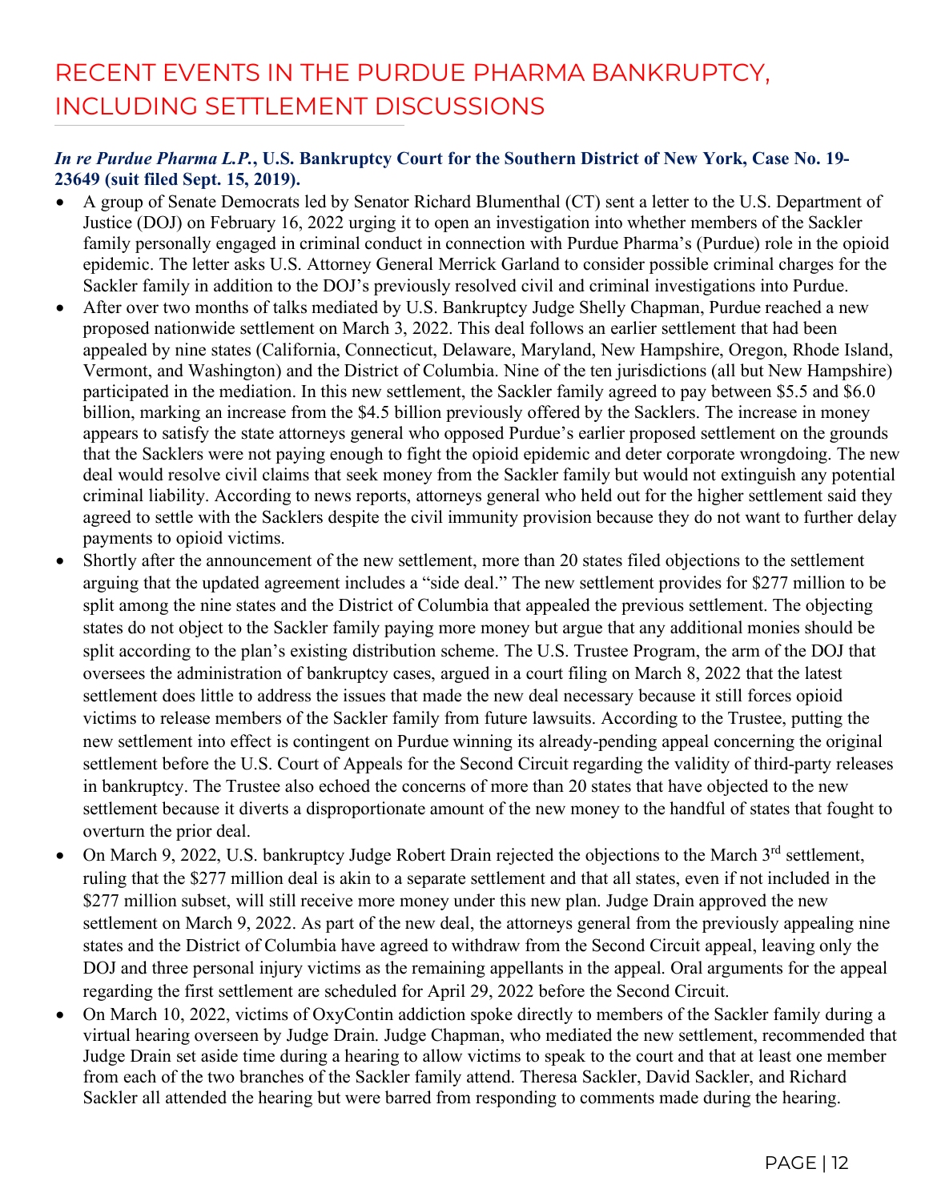# RECENT EVENTS IN THE PURDUE PHARMA BANKRUPTCY, INCLUDING SETTLEMENT DISCUSSIONS

***In re Purdue Pharma L.P.*, U.S. Bankruptcy Court for the Southern District of New York, Case No. 19-23649 (suit filed Sept. 15, 2019).**

- A group of Senate Democrats led by Senator Richard Blumenthal (CT) sent a letter to the U.S. Department of Justice (DOJ) on February 16, 2022 urging it to open an investigation into whether members of the Sackler family personally engaged in criminal conduct in connection with Purdue Pharma's (Purdue) role in the opioid epidemic. The letter asks U.S. Attorney General Merrick Garland to consider possible criminal charges for the Sackler family in addition to the DOJ's previously resolved civil and criminal investigations into Purdue.
- After over two months of talks mediated by U.S. Bankruptcy Judge Shelly Chapman, Purdue reached a new proposed nationwide settlement on March 3, 2022. This deal follows an earlier settlement that had been appealed by nine states (California, Connecticut, Delaware, Maryland, New Hampshire, Oregon, Rhode Island, Vermont, and Washington) and the District of Columbia. Nine of the ten jurisdictions (all but New Hampshire) participated in the mediation. In this new settlement, the Sackler family agreed to pay between \$5.5 and \$6.0 billion, marking an increase from the \$4.5 billion previously offered by the Sacklers. The increase in money appears to satisfy the state attorneys general who opposed Purdue's earlier proposed settlement on the grounds that the Sacklers were not paying enough to fight the opioid epidemic and deter corporate wrongdoing. The new deal would resolve civil claims that seek money from the Sackler family but would not extinguish any potential criminal liability. According to news reports, attorneys general who held out for the higher settlement said they agreed to settle with the Sacklers despite the civil immunity provision because they do not want to further delay payments to opioid victims.
- Shortly after the announcement of the new settlement, more than 20 states filed objections to the settlement arguing that the updated agreement includes a "side deal." The new settlement provides for \$277 million to be split among the nine states and the District of Columbia that appealed the previous settlement. The objecting states do not object to the Sackler family paying more money but argue that any additional monies should be split according to the plan's existing distribution scheme. The U.S. Trustee Program, the arm of the DOJ that oversees the administration of bankruptcy cases, argued in a court filing on March 8, 2022 that the latest settlement does little to address the issues that made the new deal necessary because it still forces opioid victims to release members of the Sackler family from future lawsuits. According to the Trustee, putting the new settlement into effect is contingent on Purdue winning its already-pending appeal concerning the original settlement before the U.S. Court of Appeals for the Second Circuit regarding the validity of third-party releases in bankruptcy. The Trustee also echoed the concerns of more than 20 states that have objected to the new settlement because it diverts a disproportionate amount of the new money to the handful of states that fought to overturn the prior deal.
- On March 9, 2022, U.S. bankruptcy Judge Robert Drain rejected the objections to the March 3rd settlement, ruling that the \$277 million deal is akin to a separate settlement and that all states, even if not included in the \$277 million subset, will still receive more money under this new plan. Judge Drain approved the new settlement on March 9, 2022. As part of the new deal, the attorneys general from the previously appealing nine states and the District of Columbia have agreed to withdraw from the Second Circuit appeal, leaving only the DOJ and three personal injury victims as the remaining appellants in the appeal. Oral arguments for the appeal regarding the first settlement are scheduled for April 29, 2022 before the Second Circuit.
- On March 10, 2022, victims of OxyContin addiction spoke directly to members of the Sackler family during a virtual hearing overseen by Judge Drain. Judge Chapman, who mediated the new settlement, recommended that Judge Drain set aside time during a hearing to allow victims to speak to the court and that at least one member from each of the two branches of the Sackler family attend. Theresa Sackler, David Sackler, and Richard Sackler all attended the hearing but were barred from responding to comments made during the hearing.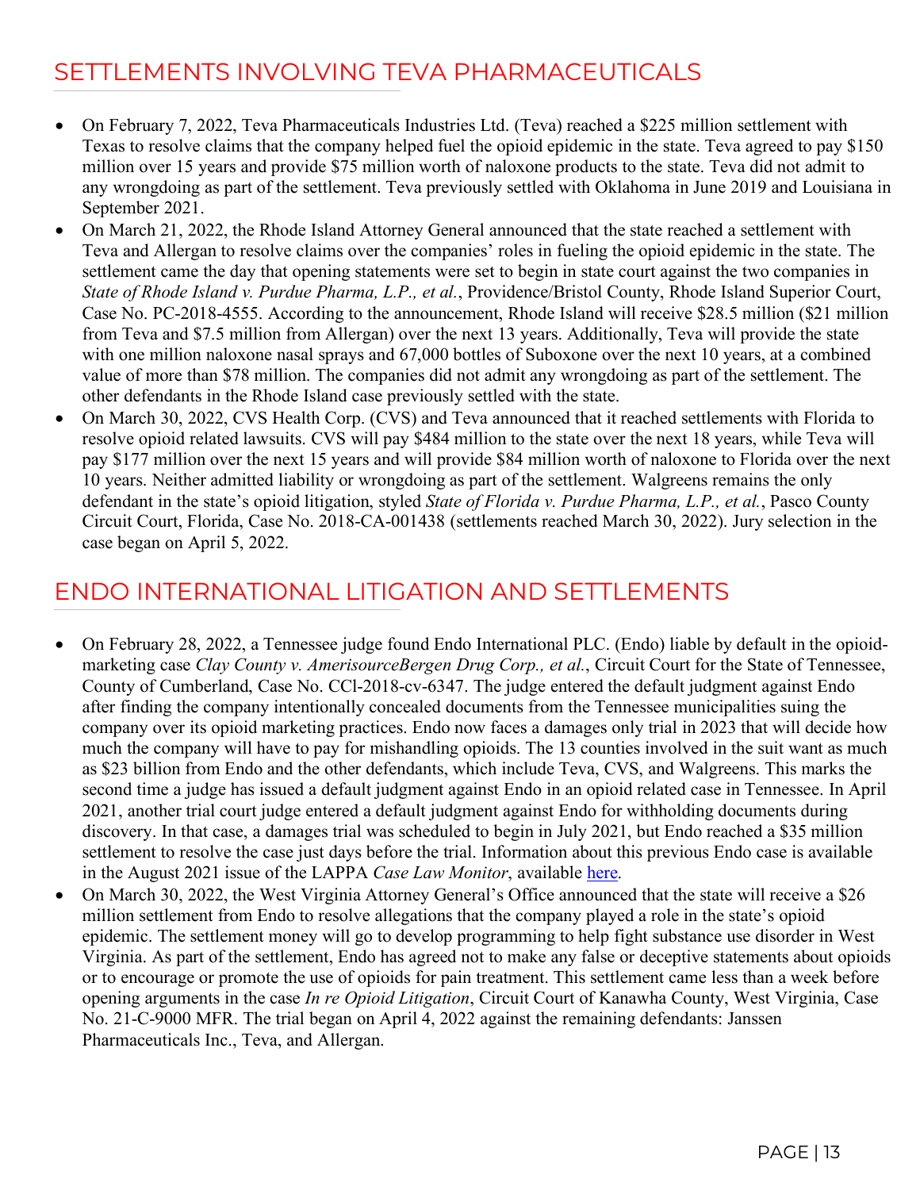## SETTLEMENTS INVOLVING TEVA PHARMACEUTICALS

- On February 7, 2022, Teva Pharmaceuticals Industries Ltd. (Teva) reached a $225 million settlement with Texas to resolve claims that the company helped fuel the opioid epidemic in the state. Teva agreed to pay $150 million over 15 years and provide $75 million worth of naloxone products to the state. Teva did not admit to any wrongdoing as part of the settlement. Teva previously settled with Oklahoma in June 2019 and Louisiana in September 2021.
- On March 21, 2022, the Rhode Island Attorney General announced that the state reached a settlement with Teva and Allergan to resolve claims over the companies' roles in fueling the opioid epidemic in the state. The settlement came the day that opening statements were set to begin in state court against the two companies in *State of Rhode Island v. Purdue Pharma, L.P., et al.*, Providence/Bristol County, Rhode Island Superior Court, Case No. PC-2018-4555. According to the announcement, Rhode Island will receive $28.5 million ($21 million from Teva and $7.5 million from Allergan) over the next 13 years. Additionally, Teva will provide the state with one million naloxone nasal sprays and 67,000 bottles of Suboxone over the next 10 years, at a combined value of more than $78 million. The companies did not admit any wrongdoing as part of the settlement. The other defendants in the Rhode Island case previously settled with the state.
- On March 30, 2022, CVS Health Corp. (CVS) and Teva announced that it reached settlements with Florida to resolve opioid related lawsuits. CVS will pay $484 million to the state over the next 18 years, while Teva will pay $177 million over the next 15 years and will provide $84 million worth of naloxone to Florida over the next 10 years. Neither admitted liability or wrongdoing as part of the settlement. Walgreens remains the only defendant in the state's opioid litigation, styled *State of Florida v. Purdue Pharma, L.P., et al.*, Pasco County Circuit Court, Florida, Case No. 2018-CA-001438 (settlements reached March 30, 2022). Jury selection in the case began on April 5, 2022.

## ENDO INTERNATIONAL LITIGATION AND SETTLEMENTS

- On February 28, 2022, a Tennessee judge found Endo International PLC. (Endo) liable by default in the opioid-marketing case *Clay County v. AmerisourceBergen Drug Corp., et al.*, Circuit Court for the State of Tennessee, County of Cumberland, Case No. CCl-2018-cv-6347. The judge entered the default judgment against Endo after finding the company intentionally concealed documents from the Tennessee municipalities suing the company over its opioid marketing practices. Endo now faces a damages only trial in 2023 that will decide how much the company will have to pay for mishandling opioids. The 13 counties involved in the suit want as much as $23 billion from Endo and the other defendants, which include Teva, CVS, and Walgreens. This marks the second time a judge has issued a default judgment against Endo in an opioid related case in Tennessee. In April 2021, another trial court judge entered a default judgment against Endo for withholding documents during discovery. In that case, a damages trial was scheduled to begin in July 2021, but Endo reached a $35 million settlement to resolve the case just days before the trial. Information about this previous Endo case is available in the August 2021 issue of the LAPPA *Case Law Monitor*, available here.
- On March 30, 2022, the West Virginia Attorney General's Office announced that the state will receive a $26 million settlement from Endo to resolve allegations that the company played a role in the state's opioid epidemic. The settlement money will go to develop programming to help fight substance use disorder in West Virginia. As part of the settlement, Endo has agreed not to make any false or deceptive statements about opioids or to encourage or promote the use of opioids for pain treatment. This settlement came less than a week before opening arguments in the case *In re Opioid Litigation*, Circuit Court of Kanawha County, West Virginia, Case No. 21-C-9000 MFR. The trial began on April 4, 2022 against the remaining defendants: Janssen Pharmaceuticals Inc., Teva, and Allergan.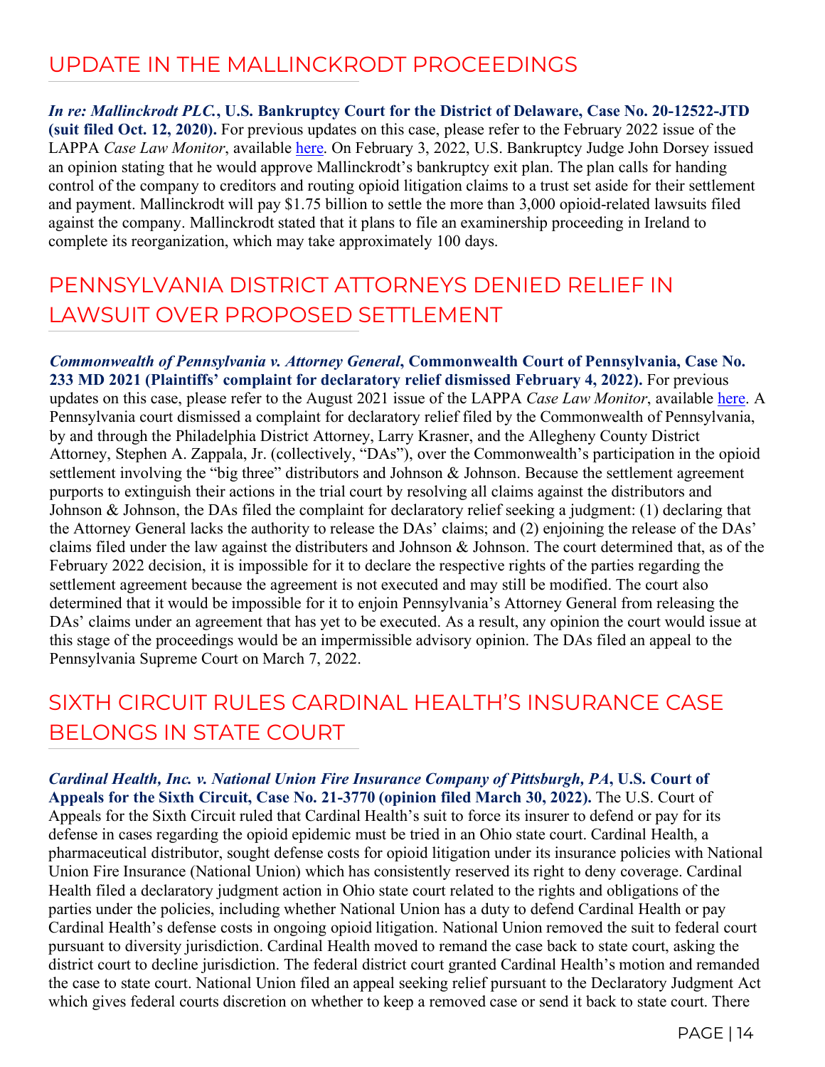## UPDATE IN THE MALLINCKRODT PROCEEDINGS

***In re: Mallinckrodt PLC.*, U.S. Bankruptcy Court for the District of Delaware, Case No. 20-12522-JTD (suit filed Oct. 12, 2020).** For previous updates on this case, please refer to the February 2022 issue of the LAPPA *Case Law Monitor*, available here. On February 3, 2022, U.S. Bankruptcy Judge John Dorsey issued an opinion stating that he would approve Mallinckrodt's bankruptcy exit plan. The plan calls for handing control of the company to creditors and routing opioid litigation claims to a trust set aside for their settlement and payment. Mallinckrodt will pay $1.75 billion to settle the more than 3,000 opioid-related lawsuits filed against the company. Mallinckrodt stated that it plans to file an examinership proceeding in Ireland to complete its reorganization, which may take approximately 100 days.

## PENNSYLVANIA DISTRICT ATTORNEYS DENIED RELIEF IN LAWSUIT OVER PROPOSED SETTLEMENT

***Commonwealth of Pennsylvania v. Attorney General*, Commonwealth Court of Pennsylvania, Case No. 233 MD 2021 (Plaintiffs' complaint for declaratory relief dismissed February 4, 2022).** For previous updates on this case, please refer to the August 2021 issue of the LAPPA *Case Law Monitor*, available here. A Pennsylvania court dismissed a complaint for declaratory relief filed by the Commonwealth of Pennsylvania, by and through the Philadelphia District Attorney, Larry Krasner, and the Allegheny County District Attorney, Stephen A. Zappala, Jr. (collectively, "DAs"), over the Commonwealth's participation in the opioid settlement involving the "big three" distributors and Johnson & Johnson. Because the settlement agreement purports to extinguish their actions in the trial court by resolving all claims against the distributors and Johnson & Johnson, the DAs filed the complaint for declaratory relief seeking a judgment: (1) declaring that the Attorney General lacks the authority to release the DAs' claims; and (2) enjoining the release of the DAs' claims filed under the law against the distributers and Johnson & Johnson. The court determined that, as of the February 2022 decision, it is impossible for it to declare the respective rights of the parties regarding the settlement agreement because the agreement is not executed and may still be modified. The court also determined that it would be impossible for it to enjoin Pennsylvania's Attorney General from releasing the DAs' claims under an agreement that has yet to be executed. As a result, any opinion the court would issue at this stage of the proceedings would be an impermissible advisory opinion. The DAs filed an appeal to the Pennsylvania Supreme Court on March 7, 2022.

## SIXTH CIRCUIT RULES CARDINAL HEALTH'S INSURANCE CASE BELONGS IN STATE COURT

***Cardinal Health, Inc. v. National Union Fire Insurance Company of Pittsburgh, PA*, U.S. Court of Appeals for the Sixth Circuit, Case No. 21-3770 (opinion filed March 30, 2022).** The U.S. Court of Appeals for the Sixth Circuit ruled that Cardinal Health's suit to force its insurer to defend or pay for its defense in cases regarding the opioid epidemic must be tried in an Ohio state court. Cardinal Health, a pharmaceutical distributor, sought defense costs for opioid litigation under its insurance policies with National Union Fire Insurance (National Union) which has consistently reserved its right to deny coverage. Cardinal Health filed a declaratory judgment action in Ohio state court related to the rights and obligations of the parties under the policies, including whether National Union has a duty to defend Cardinal Health or pay Cardinal Health's defense costs in ongoing opioid litigation. National Union removed the suit to federal court pursuant to diversity jurisdiction. Cardinal Health moved to remand the case back to state court, asking the district court to decline jurisdiction. The federal district court granted Cardinal Health's motion and remanded the case to state court. National Union filed an appeal seeking relief pursuant to the Declaratory Judgment Act which gives federal courts discretion on whether to keep a removed case or send it back to state court. There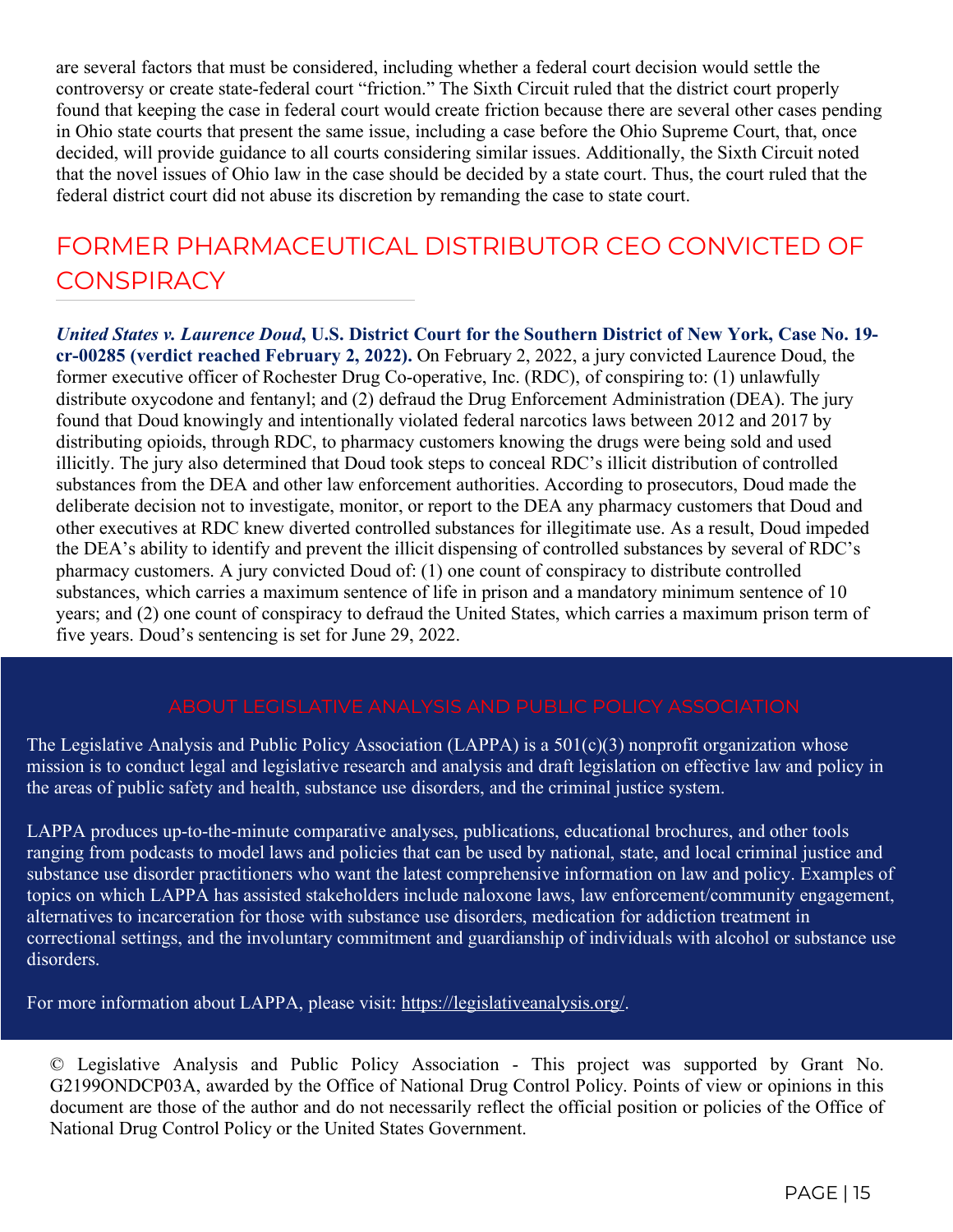are several factors that must be considered, including whether a federal court decision would settle the controversy or create state-federal court "friction." The Sixth Circuit ruled that the district court properly found that keeping the case in federal court would create friction because there are several other cases pending in Ohio state courts that present the same issue, including a case before the Ohio Supreme Court, that, once decided, will provide guidance to all courts considering similar issues. Additionally, the Sixth Circuit noted that the novel issues of Ohio law in the case should be decided by a state court. Thus, the court ruled that the federal district court did not abuse its discretion by remanding the case to state court.

## FORMER PHARMACEUTICAL DISTRIBUTOR CEO CONVICTED OF CONSPIRACY

***United States v. Laurence Doud*, U.S. District Court for the Southern District of New York, Case No. 19-cr-00285 (verdict reached February 2, 2022).** On February 2, 2022, a jury convicted Laurence Doud, the former executive officer of Rochester Drug Co-operative, Inc. (RDC), of conspiring to: (1) unlawfully distribute oxycodone and fentanyl; and (2) defraud the Drug Enforcement Administration (DEA). The jury found that Doud knowingly and intentionally violated federal narcotics laws between 2012 and 2017 by distributing opioids, through RDC, to pharmacy customers knowing the drugs were being sold and used illicitly. The jury also determined that Doud took steps to conceal RDC's illicit distribution of controlled substances from the DEA and other law enforcement authorities. According to prosecutors, Doud made the deliberate decision not to investigate, monitor, or report to the DEA any pharmacy customers that Doud and other executives at RDC knew diverted controlled substances for illegitimate use. As a result, Doud impeded the DEA's ability to identify and prevent the illicit dispensing of controlled substances by several of RDC's pharmacy customers. A jury convicted Doud of: (1) one count of conspiracy to distribute controlled substances, which carries a maximum sentence of life in prison and a mandatory minimum sentence of 10 years; and (2) one count of conspiracy to defraud the United States, which carries a maximum prison term of five years. Doud's sentencing is set for June 29, 2022.

## ABOUT LEGISLATIVE ANALYSIS AND PUBLIC POLICY ASSOCIATION

The Legislative Analysis and Public Policy Association (LAPPA) is a 501(c)(3) nonprofit organization whose mission is to conduct legal and legislative research and analysis and draft legislation on effective law and policy in the areas of public safety and health, substance use disorders, and the criminal justice system.

LAPPA produces up-to-the-minute comparative analyses, publications, educational brochures, and other tools ranging from podcasts to model laws and policies that can be used by national, state, and local criminal justice and substance use disorder practitioners who want the latest comprehensive information on law and policy. Examples of topics on which LAPPA has assisted stakeholders include naloxone laws, law enforcement/community engagement, alternatives to incarceration for those with substance use disorders, medication for addiction treatment in correctional settings, and the involuntary commitment and guardianship of individuals with alcohol or substance use disorders.

For more information about LAPPA, please visit: https://legislativeanalysis.org/.

© Legislative Analysis and Public Policy Association - This project was supported by Grant No. G2199ONDCP03A, awarded by the Office of National Drug Control Policy. Points of view or opinions in this document are those of the author and do not necessarily reflect the official position or policies of the Office of National Drug Control Policy or the United States Government.